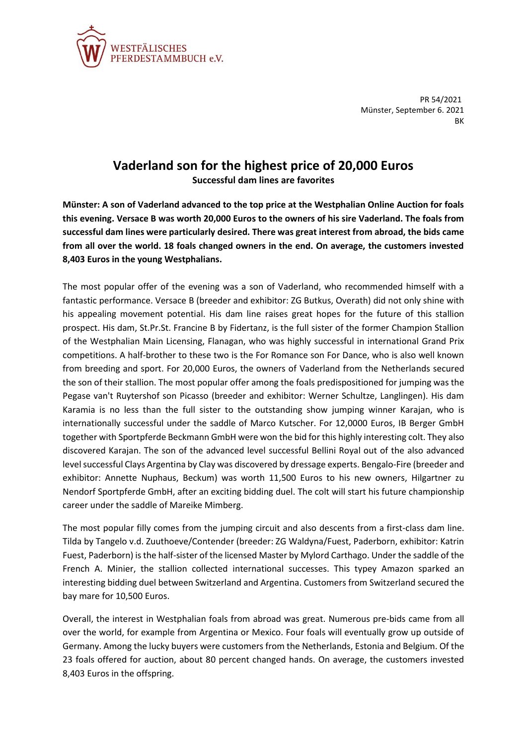WESTFÄLISCHES
PFERDESTAMMBUCH e.V.

PR 54/2021
Münster, September 6. 2021
BK

# Vaderland son for the highest price of 20,000 Euros

**Successful dam lines are favorites**

**Münster: A son of Vaderland advanced to the top price at the Westphalian Online Auction for foals this evening. Versace B was worth 20,000 Euros to the owners of his sire Vaderland. The foals from successful dam lines were particularly desired. There was great interest from abroad, the bids came from all over the world. 18 foals changed owners in the end. On average, the customers invested 8,403 Euros in the young Westphalians.**

The most popular offer of the evening was a son of Vaderland, who recommended himself with a fantastic performance. Versace B (breeder and exhibitor: ZG Butkus, Overath) did not only shine with his appealing movement potential. His dam line raises great hopes for the future of this stallion prospect. His dam, St.Pr.St. Francine B by Fidertanz, is the full sister of the former Champion Stallion of the Westphalian Main Licensing, Flanagan, who was highly successful in international Grand Prix competitions. A half-brother to these two is the For Romance son For Dance, who is also well known from breeding and sport. For 20,000 Euros, the owners of Vaderland from the Netherlands secured the son of their stallion. The most popular offer among the foals predispositioned for jumping was the Pegase van't Ruytershof son Picasso (breeder and exhibitor: Werner Schultze, Langlingen). His dam Karamia is no less than the full sister to the outstanding show jumping winner Karajan, who is internationally successful under the saddle of Marco Kutscher. For 12,0000 Euros, IB Berger GmbH together with Sportpferde Beckmann GmbH were won the bid for this highly interesting colt. They also discovered Karajan. The son of the advanced level successful Bellini Royal out of the also advanced level successful Clays Argentina by Clay was discovered by dressage experts. Bengalo-Fire (breeder and exhibitor: Annette Nuphaus, Beckum) was worth 11,500 Euros to his new owners, Hilgartner zu Nendorf Sportpferde GmbH, after an exciting bidding duel. The colt will start his future championship career under the saddle of Mareike Mimberg.

The most popular filly comes from the jumping circuit and also descents from a first-class dam line. Tilda by Tangelo v.d. Zuuthoeve/Contender (breeder: ZG Waldyna/Fuest, Paderborn, exhibitor: Katrin Fuest, Paderborn) is the half-sister of the licensed Master by Mylord Carthago. Under the saddle of the French A. Minier, the stallion collected international successes. This typey Amazon sparked an interesting bidding duel between Switzerland and Argentina. Customers from Switzerland secured the bay mare for 10,500 Euros.

Overall, the interest in Westphalian foals from abroad was great. Numerous pre-bids came from all over the world, for example from Argentina or Mexico. Four foals will eventually grow up outside of Germany. Among the lucky buyers were customers from the Netherlands, Estonia and Belgium. Of the 23 foals offered for auction, about 80 percent changed hands. On average, the customers invested 8,403 Euros in the offspring.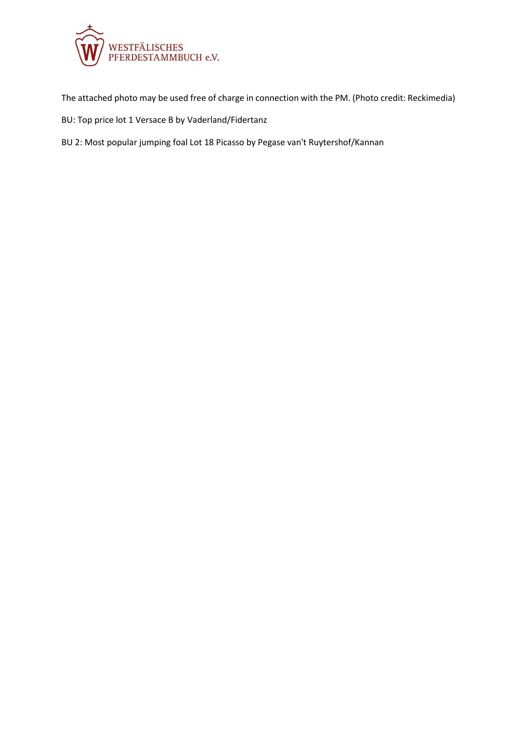The attached photo may be used free of charge in connection with the PM. (Photo credit: Reckimedia)

BU: Top price lot 1 Versace B by Vaderland/Fidertanz

BU 2: Most popular jumping foal Lot 18 Picasso by Pegase van't Ruytershof/Kannan